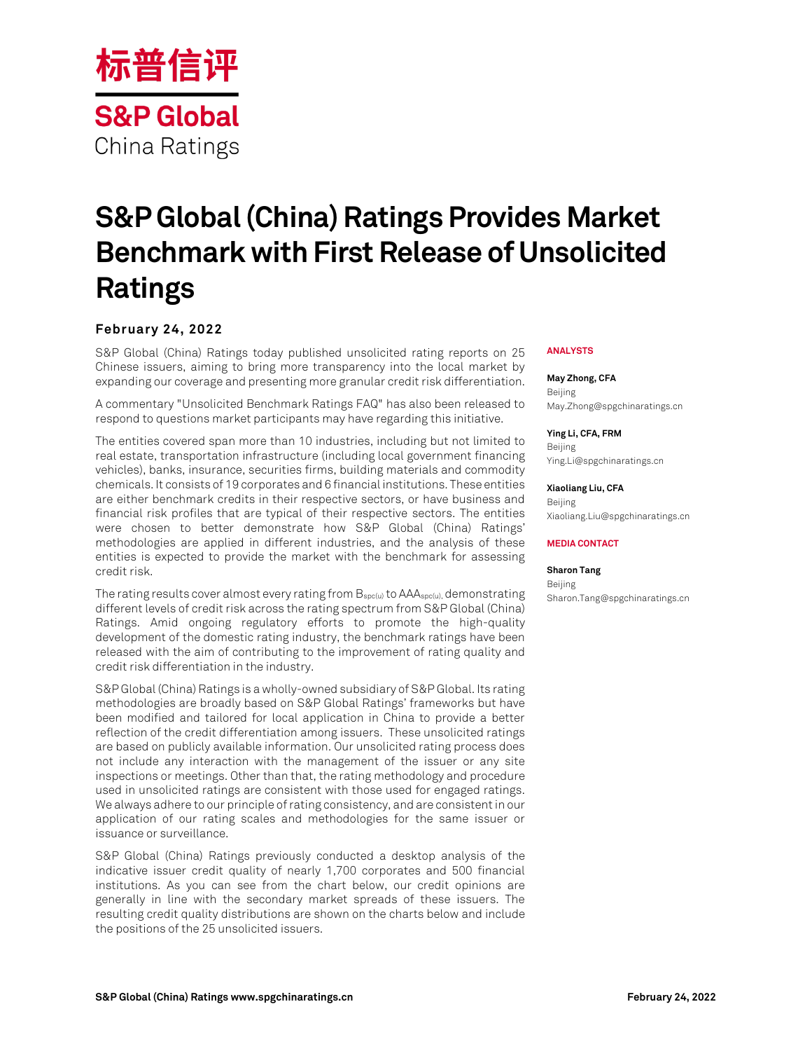标普信评

S&P Global
China Ratings

# S&P Global (China) Ratings Provides Market Benchmark with First Release of Unsolicited Ratings

**February 24, 2022**

S&P Global (China) Ratings today published unsolicited rating reports on 25 Chinese issuers, aiming to bring more transparency into the local market by expanding our coverage and presenting more granular credit risk differentiation.

A commentary "Unsolicited Benchmark Ratings FAQ" has also been released to respond to questions market participants may have regarding this initiative.

The entities covered span more than 10 industries, including but not limited to real estate, transportation infrastructure (including local government financing vehicles), banks, insurance, securities firms, building materials and commodity chemicals. It consists of 19 corporates and 6 financial institutions. These entities are either benchmark credits in their respective sectors, or have business and financial risk profiles that are typical of their respective sectors. The entities were chosen to better demonstrate how S&P Global (China) Ratings' methodologies are applied in different industries, and the analysis of these entities is expected to provide the market with the benchmark for assessing credit risk.

The rating results cover almost every rating from $B_{spc(u)}$ to $AAA_{spc(u)}$, demonstrating different levels of credit risk across the rating spectrum from S&P Global (China) Ratings. Amid ongoing regulatory efforts to promote the high-quality development of the domestic rating industry, the benchmark ratings have been released with the aim of contributing to the improvement of rating quality and credit risk differentiation in the industry.

S&P Global (China) Ratings is a wholly-owned subsidiary of S&P Global. Its rating methodologies are broadly based on S&P Global Ratings' frameworks but have been modified and tailored for local application in China to provide a better reflection of the credit differentiation among issuers. These unsolicited ratings are based on publicly available information. Our unsolicited rating process does not include any interaction with the management of the issuer or any site inspections or meetings. Other than that, the rating methodology and procedure used in unsolicited ratings are consistent with those used for engaged ratings. We always adhere to our principle of rating consistency, and are consistent in our application of our rating scales and methodologies for the same issuer or issuance or surveillance.

S&P Global (China) Ratings previously conducted a desktop analysis of the indicative issuer credit quality of nearly 1,700 corporates and 500 financial institutions. As you can see from the chart below, our credit opinions are generally in line with the secondary market spreads of these issuers. The resulting credit quality distributions are shown on the charts below and include the positions of the 25 unsolicited issuers.

**ANALYSTS**

**May Zhong, CFA**
Beijing
May.Zhong@spgchinaratings.cn

**Ying Li, CFA, FRM**
Beijing
Ying.Li@spgchinaratings.cn

**Xiaoliang Liu, CFA**
Beijing
Xiaoliang.Liu@spgchinaratings.cn

**MEDIA CONTACT**

**Sharon Tang**
Beijing
Sharon.Tang@spgchinaratings.cn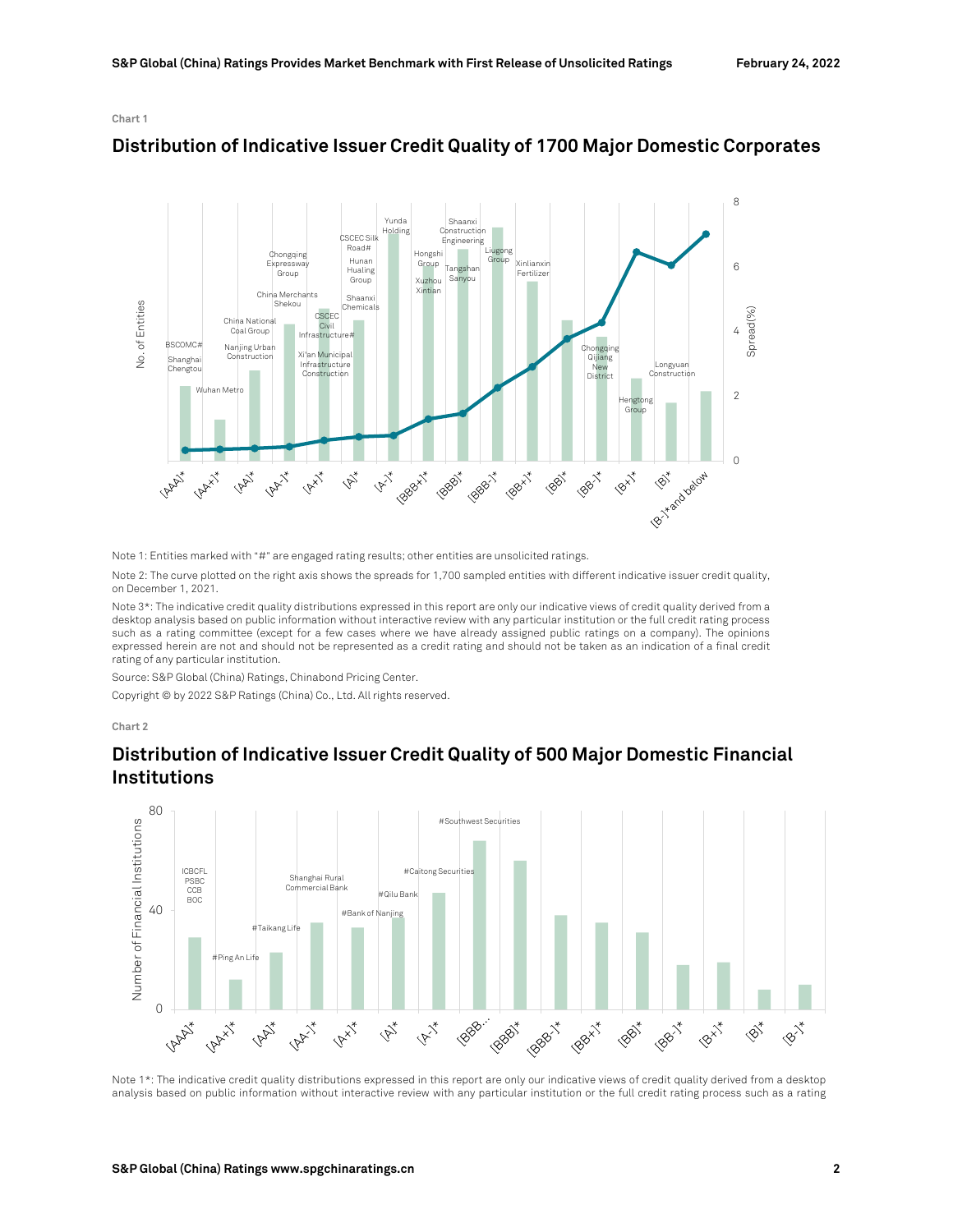Chart 1

## Distribution of Indicative Issuer Credit Quality of 1700 Major Domestic Corporates

Note 1: Entities marked with "#" are engaged rating results; other entities are unsolicited ratings.

Note 2: The curve plotted on the right axis shows the spreads for 1,700 sampled entities with different indicative issuer credit quality, on December 1, 2021.

Note 3*: The indicative credit quality distributions expressed in this report are only our indicative views of credit quality derived from a desktop analysis based on public information without interactive review with any particular institution or the full credit rating process such as a rating committee (except for a few cases where we have already assigned public ratings on a company). The opinions expressed herein are not and should not be represented as a credit rating and should not be taken as an indication of a final credit rating of any particular institution.

Source: S&P Global (China) Ratings, Chinabond Pricing Center.

Copyright © by 2022 S&P Ratings (China) Co., Ltd. All rights reserved.

Chart 2

## Distribution of Indicative Issuer Credit Quality of 500 Major Domestic Financial Institutions

Note 1*: The indicative credit quality distributions expressed in this report are only our indicative views of credit quality derived from a desktop analysis based on public information without interactive review with any particular institution or the full credit rating process such as a rating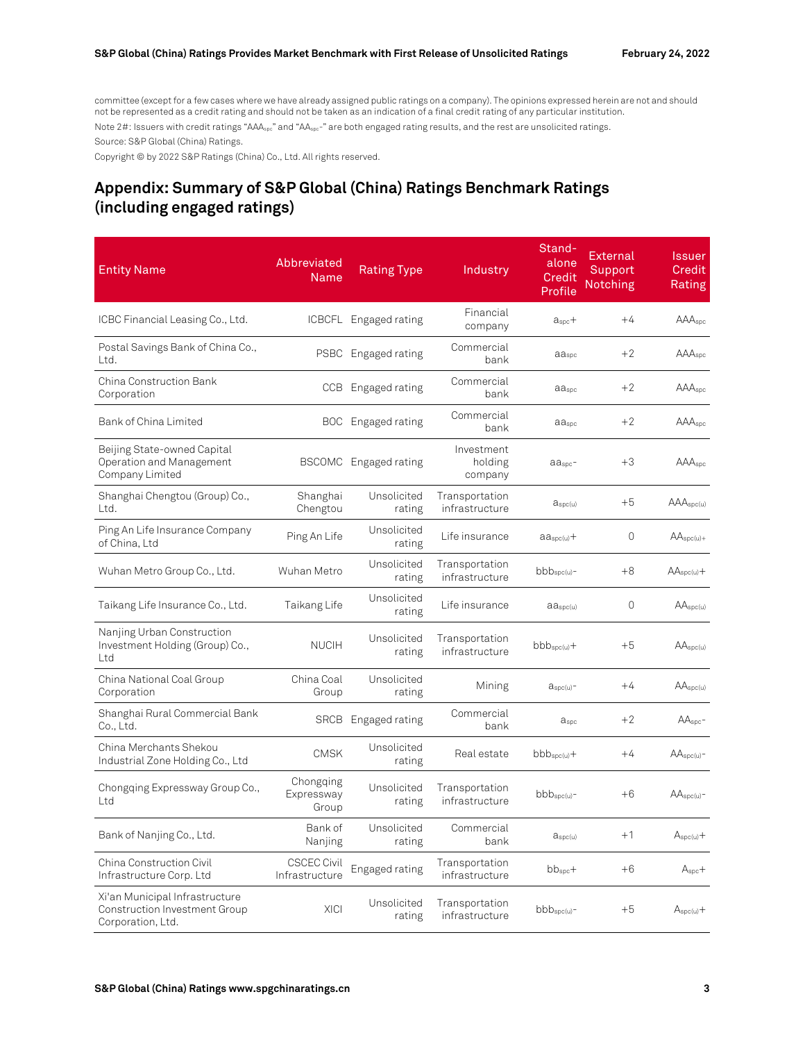committee (except for a few cases where we have already assigned public ratings on a company). The opinions expressed herein are not and should not be represented as a credit rating and should not be taken as an indication of a final credit rating of any particular institution.

Note 2#: Issuers with credit ratings "$AAA_{spc}$" and "$AA_{spc}$-" are both engaged rating results, and the rest are unsolicited ratings.

Source: S&P Global (China) Ratings.

Copyright © by 2022 S&P Ratings (China) Co., Ltd. All rights reserved.

## Appendix: Summary of S&P Global (China) Ratings Benchmark Ratings (including engaged ratings)

| Entity Name | Abbreviated Name | Rating Type | Industry | Stand-alone Credit Profile | External Support Notching | Issuer Credit Rating |
|---|---|---|---|---|---|---|
| ICBC Financial Leasing Co., Ltd. | ICBCFL | Engaged rating | Financial company | $a_{spc}$+ | +4 | $AAA_{spc}$ |
| Postal Savings Bank of China Co., Ltd. | PSBC | Engaged rating | Commercial bank | $aa_{spc}$ | +2 | $AAA_{spc}$ |
| China Construction Bank Corporation | CCB | Engaged rating | Commercial bank | $aa_{spc}$ | +2 | $AAA_{spc}$ |
| Bank of China Limited | BOC | Engaged rating | Commercial bank | $aa_{spc}$ | +2 | $AAA_{spc}$ |
| Beijing State-owned Capital Operation and Management Company Limited | BSCOMC | Engaged rating | Investment holding company | $aa_{spc}$- | +3 | $AAA_{spc}$ |
| Shanghai Chengtou (Group) Co., Ltd. | Shanghai Chengtou | Unsolicited rating | Transportation infrastructure | $a_{spc(u)}$ | +5 | $AAA_{spc(u)}$ |
| Ping An Life Insurance Company of China, Ltd | Ping An Life | Unsolicited rating | Life insurance | $aa_{spc(u)}$+ | 0 | $AA_{spc(u)+}$ |
| Wuhan Metro Group Co., Ltd. | Wuhan Metro | Unsolicited rating | Transportation infrastructure | $bbb_{spc(u)}$- | +8 | $AA_{spc(u)}$+ |
| Taikang Life Insurance Co., Ltd. | Taikang Life | Unsolicited rating | Life insurance | $aa_{spc(u)}$ | 0 | $AA_{spc(u)}$ |
| Nanjing Urban Construction Investment Holding (Group) Co., Ltd | NUCIH | Unsolicited rating | Transportation infrastructure | $bbb_{spc(u)}$+ | +5 | $AA_{spc(u)}$ |
| China National Coal Group Corporation | China Coal Group | Unsolicited rating | Mining | $a_{spc(u)}$- | +4 | $AA_{spc(u)}$ |
| Shanghai Rural Commercial Bank Co., Ltd. | SRCB | Engaged rating | Commercial bank | $a_{spc}$ | +2 | $AA_{spc}$- |
| China Merchants Shekou Industrial Zone Holding Co., Ltd | CMSK | Unsolicited rating | Real estate | $bbb_{spc(u)}$+ | +4 | $AA_{spc(u)}$- |
| Chongqing Expressway Group Co., Ltd | Chongqing Expressway Group | Unsolicited rating | Transportation infrastructure | $bbb_{spc(u)}$- | +6 | $AA_{spc(u)}$- |
| Bank of Nanjing Co., Ltd. | Bank of Nanjing | Unsolicited rating | Commercial bank | $a_{spc(u)}$ | +1 | $A_{spc(u)}$+ |
| China Construction Civil Infrastructure Corp. Ltd | CSCEC Civil Infrastructure | Engaged rating | Transportation infrastructure | $bb_{spc}$+ | +6 | $A_{spc}$+ |
| Xi'an Municipal Infrastructure Construction Investment Group Corporation, Ltd. | XICI | Unsolicited rating | Transportation infrastructure | $bbb_{spc(u)}$- | +5 | $A_{spc(u)}$+ |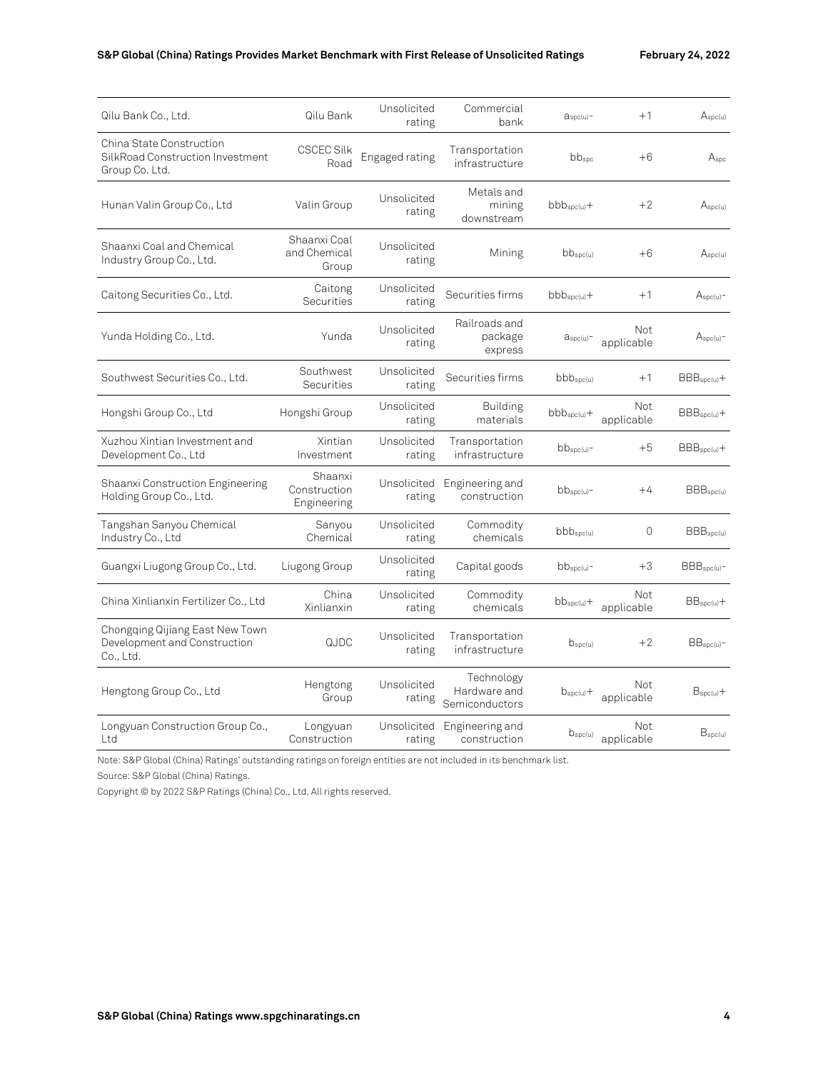| Qilu Bank Co., Ltd. | Qilu Bank | Unsolicited rating | Commercial bank | $a_{spc(u)}$- | +1 | $A_{spc(u)}$ |
|---|---|---|---|---|---|---|
| China State Construction SilkRoad Construction Investment Group Co. Ltd. | CSCEC Silk Road | Engaged rating | Transportation infrastructure | $bb_{spc}$ | +6 | $A_{spc}$ |
| Hunan Valin Group Co., Ltd | Valin Group | Unsolicited rating | Metals and mining downstream | $bbb_{spc(u)}$+ | +2 | $A_{spc(u)}$ |
| Shaanxi Coal and Chemical Industry Group Co., Ltd. | Shaanxi Coal and Chemical Group | Unsolicited rating | Mining | $bb_{spc(u)}$ | +6 | $A_{spc(u)}$ |
| Caitong Securities Co., Ltd. | Caitong Securities | Unsolicited rating | Securities firms | $bbb_{spc(u)}$+ | +1 | $A_{spc(u)}$- |
| Yunda Holding Co., Ltd. | Yunda | Unsolicited rating | Railroads and package express | $a_{spc(u)}$- | Not applicable | $A_{spc(u)}$- |
| Southwest Securities Co., Ltd. | Southwest Securities | Unsolicited rating | Securities firms | $bbb_{spc(u)}$ | +1 | $BBB_{spc(u)}$+ |
| Hongshi Group Co., Ltd | Hongshi Group | Unsolicited rating | Building materials | $bbb_{spc(u)}$+ | Not applicable | $BBB_{spc(u)}$+ |
| Xuzhou Xintian Investment and Development Co., Ltd | Xintian Investment | Unsolicited rating | Transportation infrastructure | $bb_{spc(u)}$- | +5 | $BBB_{spc(u)}$+ |
| Shaanxi Construction Engineering Holding Group Co., Ltd. | Shaanxi Construction Engineering | Unsolicited rating | Engineering and construction | $bb_{spc(u)}$- | +4 | $BBB_{spc(u)}$ |
| Tangshan Sanyou Chemical Industry Co., Ltd | Sanyou Chemical | Unsolicited rating | Commodity chemicals | $bbb_{spc(u)}$ | 0 | $BBB_{spc(u)}$ |
| Guangxi Liugong Group Co., Ltd. | Liugong Group | Unsolicited rating | Capital goods | $bb_{spc(u)}$- | +3 | $BBB_{spc(u)}$- |
| China Xinlianxin Fertilizer Co., Ltd | China Xinlianxin | Unsolicited rating | Commodity chemicals | $bb_{spc(u)}$+ | Not applicable | $BB_{spc(u)}$+ |
| Chongqing Qijiang East New Town Development and Construction Co., Ltd. | QJDC | Unsolicited rating | Transportation infrastructure | $b_{spc(u)}$ | +2 | $BB_{spc(u)}$- |
| Hengtong Group Co., Ltd | Hengtong Group | Unsolicited rating | Technology Hardware and Semiconductors | $b_{spc(u)}$+ | Not applicable | $B_{spc(u)}$+ |
| Longyuan Construction Group Co., Ltd | Longyuan Construction | Unsolicited rating | Engineering and construction | $b_{spc(u)}$ | Not applicable | $B_{spc(u)}$ |

Note: S&P Global (China) Ratings' outstanding ratings on foreign entities are not included in its benchmark list.

Source: S&P Global (China) Ratings.

Copyright © by 2022 S&P Ratings (China) Co., Ltd. All rights reserved.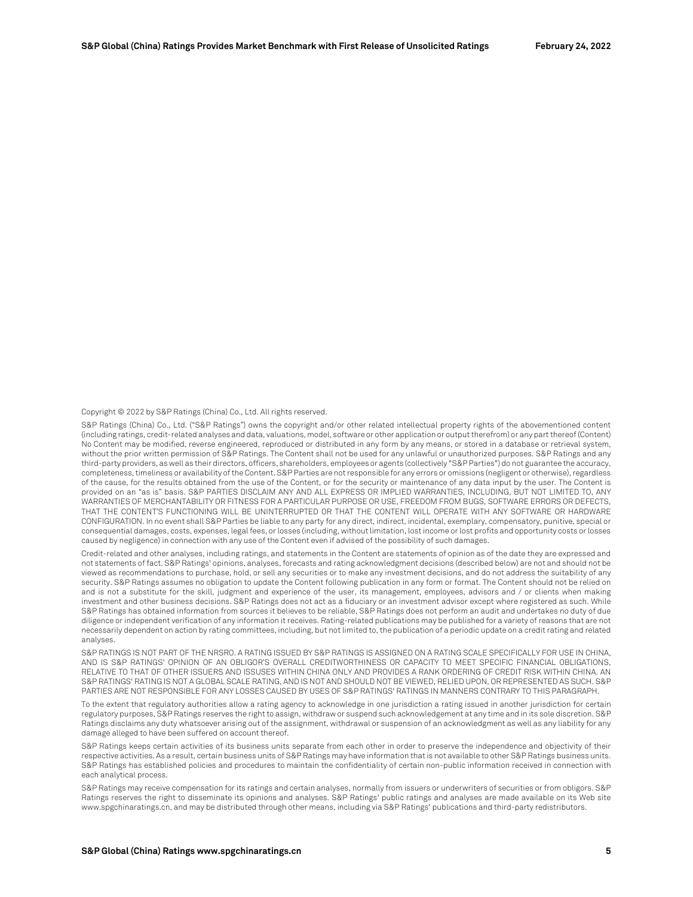Copyright © 2022 by S&P Ratings (China) Co., Ltd. All rights reserved.

S&P Ratings (China) Co., Ltd. ("S&P Ratings") owns the copyright and/or other related intellectual property rights of the abovementioned content (including ratings, credit-related analyses and data, valuations, model, software or other application or output therefrom) or any part thereof (Content) No Content may be modified, reverse engineered, reproduced or distributed in any form by any means, or stored in a database or retrieval system, without the prior written permission of S&P Ratings. The Content shall not be used for any unlawful or unauthorized purposes. S&P Ratings and any third-party providers, as well as their directors, officers, shareholders, employees or agents (collectively "S&P Parties") do not guarantee the accuracy, completeness, timeliness or availability of the Content. S&P Parties are not responsible for any errors or omissions (negligent or otherwise), regardless of the cause, for the results obtained from the use of the Content, or for the security or maintenance of any data input by the user. The Content is provided on an "as is" basis. S&P PARTIES DISCLAIM ANY AND ALL EXPRESS OR IMPLIED WARRANTIES, INCLUDING, BUT NOT LIMITED TO, ANY WARRANTIES OF MERCHANTABILITY OR FITNESS FOR A PARTICULAR PURPOSE OR USE, FREEDOM FROM BUGS, SOFTWARE ERRORS OR DEFECTS, THAT THE CONTENT'S FUNCTIONING WILL BE UNINTERRUPTED OR THAT THE CONTENT WILL OPERATE WITH ANY SOFTWARE OR HARDWARE CONFIGURATION. In no event shall S&P Parties be liable to any party for any direct, indirect, incidental, exemplary, compensatory, punitive, special or consequential damages, costs, expenses, legal fees, or losses (including, without limitation, lost income or lost profits and opportunity costs or losses caused by negligence) in connection with any use of the Content even if advised of the possibility of such damages.

Credit-related and other analyses, including ratings, and statements in the Content are statements of opinion as of the date they are expressed and not statements of fact. S&P Ratings' opinions, analyses, forecasts and rating acknowledgment decisions (described below) are not and should not be viewed as recommendations to purchase, hold, or sell any securities or to make any investment decisions, and do not address the suitability of any security. S&P Ratings assumes no obligation to update the Content following publication in any form or format. The Content should not be relied on and is not a substitute for the skill, judgment and experience of the user, its management, employees, advisors and / or clients when making investment and other business decisions. S&P Ratings does not act as a fiduciary or an investment advisor except where registered as such. While S&P Ratings has obtained information from sources it believes to be reliable, S&P Ratings does not perform an audit and undertakes no duty of due diligence or independent verification of any information it receives. Rating-related publications may be published for a variety of reasons that are not necessarily dependent on action by rating committees, including, but not limited to, the publication of a periodic update on a credit rating and related analyses.

S&P RATINGS IS NOT PART OF THE NRSRO. A RATING ISSUED BY S&P RATINGS IS ASSIGNED ON A RATING SCALE SPECIFICALLY FOR USE IN CHINA, AND IS S&P RATINGS' OPINION OF AN OBLIGOR'S OVERALL CREDITWORTHINESS OR CAPACITY TO MEET SPECIFIC FINANCIAL OBLIGATIONS, RELATIVE TO THAT OF OTHER ISSUERS AND ISSUSES WITHIN CHINA ONLY AND PROVIDES A RANK ORDERING OF CREDIT RISK WITHIN CHINA. AN S&P RATINGS' RATING IS NOT A GLOBAL SCALE RATING, AND IS NOT AND SHOULD NOT BE VIEWED, RELIED UPON, OR REPRESENTED AS SUCH. S&P PARTIES ARE NOT RESPONSIBLE FOR ANY LOSSES CAUSED BY USES OF S&P RATINGS' RATINGS IN MANNERS CONTRARY TO THIS PARAGRAPH.

To the extent that regulatory authorities allow a rating agency to acknowledge in one jurisdiction a rating issued in another jurisdiction for certain regulatory purposes, S&P Ratings reserves the right to assign, withdraw or suspend such acknowledgement at any time and in its sole discretion. S&P Ratings disclaims any duty whatsoever arising out of the assignment, withdrawal or suspension of an acknowledgment as well as any liability for any damage alleged to have been suffered on account thereof.

S&P Ratings keeps certain activities of its business units separate from each other in order to preserve the independence and objectivity of their respective activities. As a result, certain business units of S&P Ratings may have information that is not available to other S&P Ratings business units. S&P Ratings has established policies and procedures to maintain the confidentiality of certain non-public information received in connection with each analytical process.

S&P Ratings may receive compensation for its ratings and certain analyses, normally from issuers or underwriters of securities or from obligors. S&P Ratings reserves the right to disseminate its opinions and analyses. S&P Ratings' public ratings and analyses are made available on its Web site www.spgchinaratings.cn, and may be distributed through other means, including via S&P Ratings' publications and third-party redistributors.